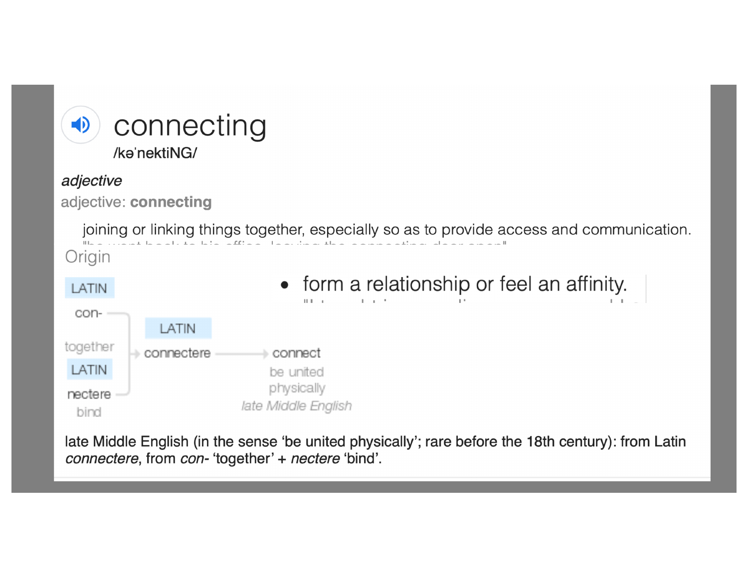# connecting

/kəˈnektiNG/

*adjective*

adjective: **connecting**

joining or linking things together, especially so as to provide access and communication.

Origin

- form a relationship or feel an affinity.

LATIN

con-

together

LATIN

nectere

bind

LATIN

connectere

connect

be united physically

*late Middle English*

late Middle English (in the sense 'be united physically'; rare before the 18th century): from Latin *connectere*, from *con-* 'together' + *nectere* 'bind'.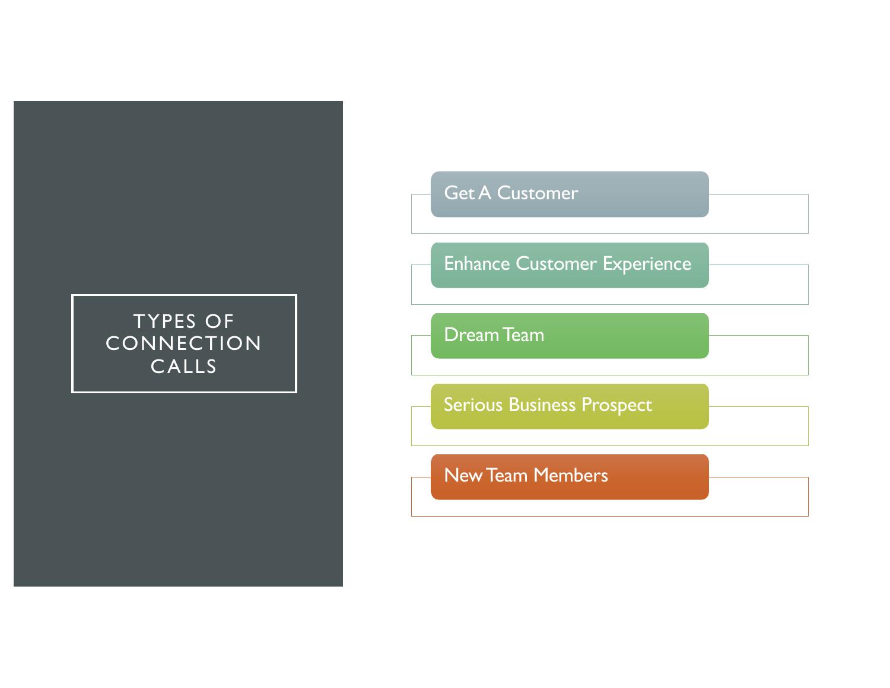# TYPES OF CONNECTION CALLS

- Get A Customer
- Enhance Customer Experience
- Dream Team
- Serious Business Prospect
- New Team Members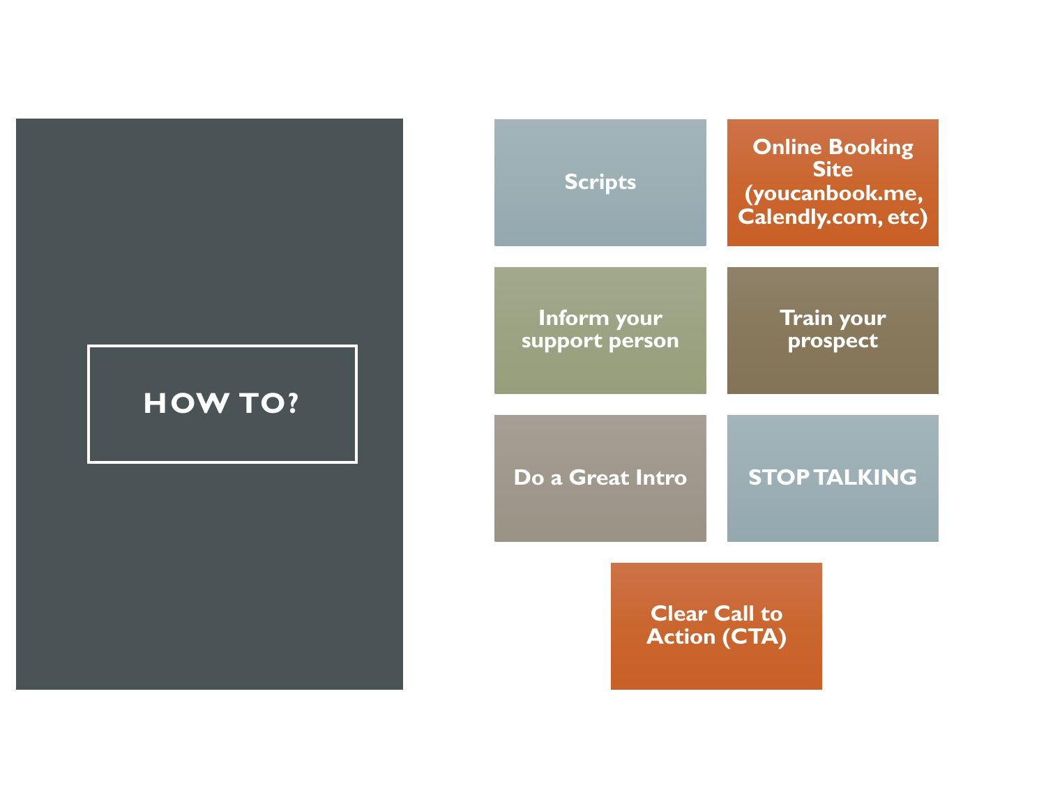# HOW TO?

- Scripts
- Online Booking Site (youcanbook.me, Calendly.com, etc)
- Inform your support person
- Train your prospect
- Do a Great Intro
- STOP TALKING
- Clear Call to Action (CTA)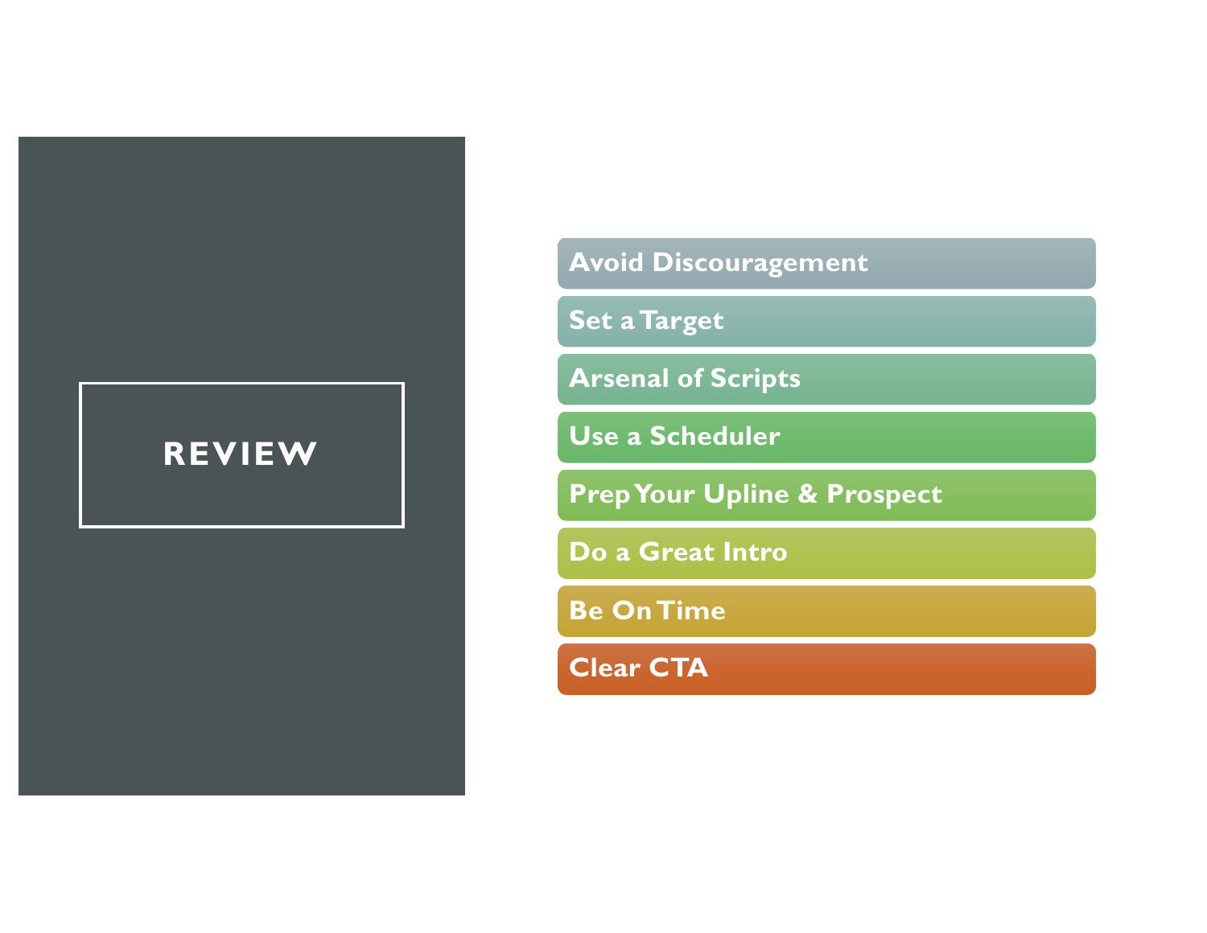# REVIEW

- Avoid Discouragement
- Set a Target
- Arsenal of Scripts
- Use a Scheduler
- Prep Your Upline & Prospect
- Do a Great Intro
- Be On Time
- Clear CTA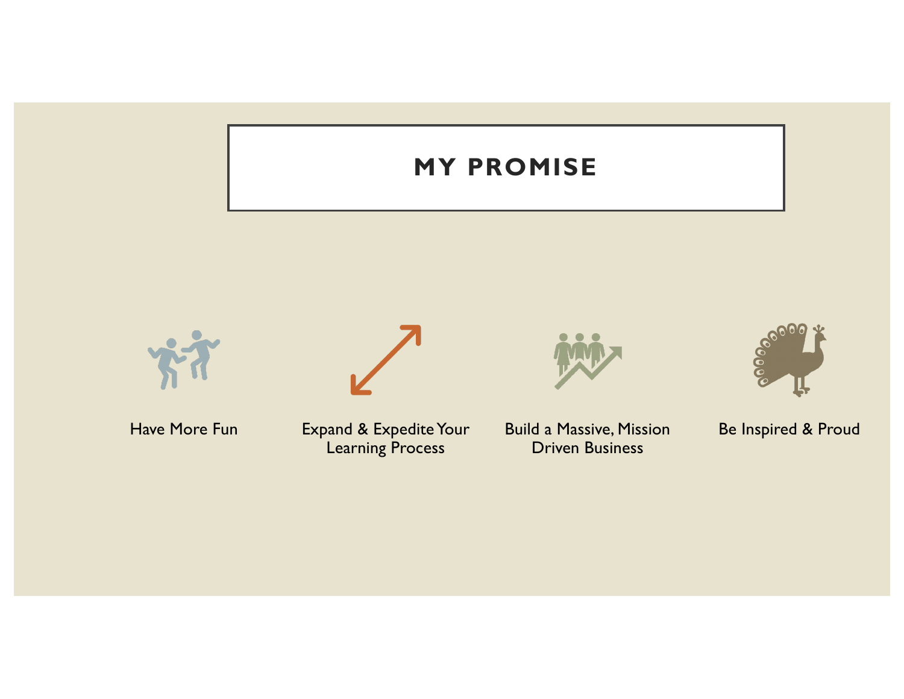# MY PROMISE

- Have More Fun
- Expand & Expedite Your Learning Process
- Build a Massive, Mission Driven Business
- Be Inspired & Proud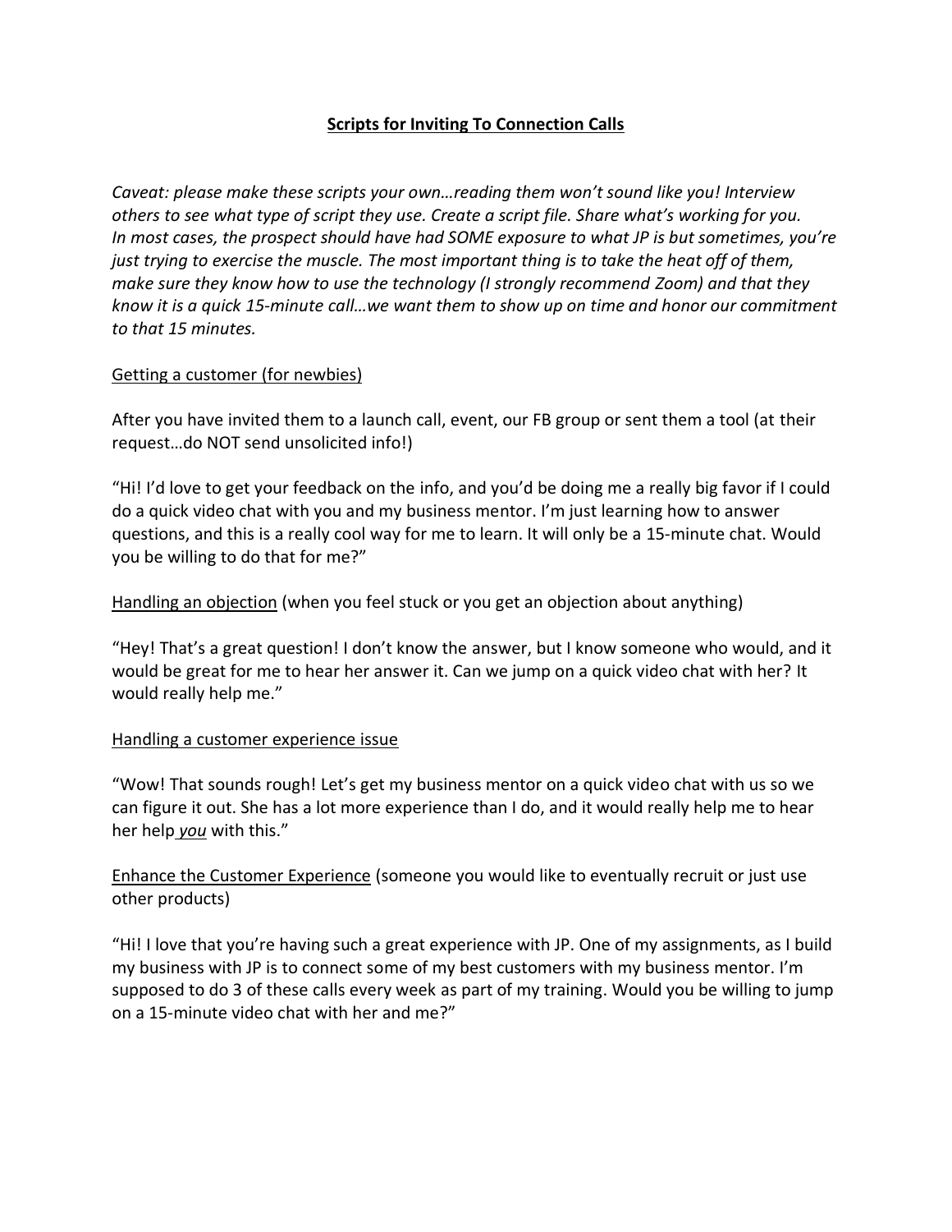# Scripts for Inviting To Connection Calls

*Caveat: please make these scripts your own…reading them won't sound like you! Interview others to see what type of script they use. Create a script file. Share what's working for you. In most cases, the prospect should have had SOME exposure to what JP is but sometimes, you're just trying to exercise the muscle. The most important thing is to take the heat off of them, make sure they know how to use the technology (I strongly recommend Zoom) and that they know it is a quick 15-minute call…we want them to show up on time and honor our commitment to that 15 minutes.*

<u>Getting a customer (for newbies)</u>

After you have invited them to a launch call, event, our FB group or sent them a tool (at their request…do NOT send unsolicited info!)

"Hi! I'd love to get your feedback on the info, and you'd be doing me a really big favor if I could do a quick video chat with you and my business mentor. I'm just learning how to answer questions, and this is a really cool way for me to learn. It will only be a 15-minute chat. Would you be willing to do that for me?"

<u>Handling an objection</u> (when you feel stuck or you get an objection about anything)

"Hey! That's a great question! I don't know the answer, but I know someone who would, and it would be great for me to hear her answer it. Can we jump on a quick video chat with her? It would really help me."

<u>Handling a customer experience issue</u>

"Wow! That sounds rough! Let's get my business mentor on a quick video chat with us so we can figure it out. She has a lot more experience than I do, and it would really help me to hear her help *<u>you</u>* with this."

<u>Enhance the Customer Experience</u> (someone you would like to eventually recruit or just use other products)

"Hi! I love that you're having such a great experience with JP. One of my assignments, as I build my business with JP is to connect some of my best customers with my business mentor. I'm supposed to do 3 of these calls every week as part of my training. Would you be willing to jump on a 15-minute video chat with her and me?"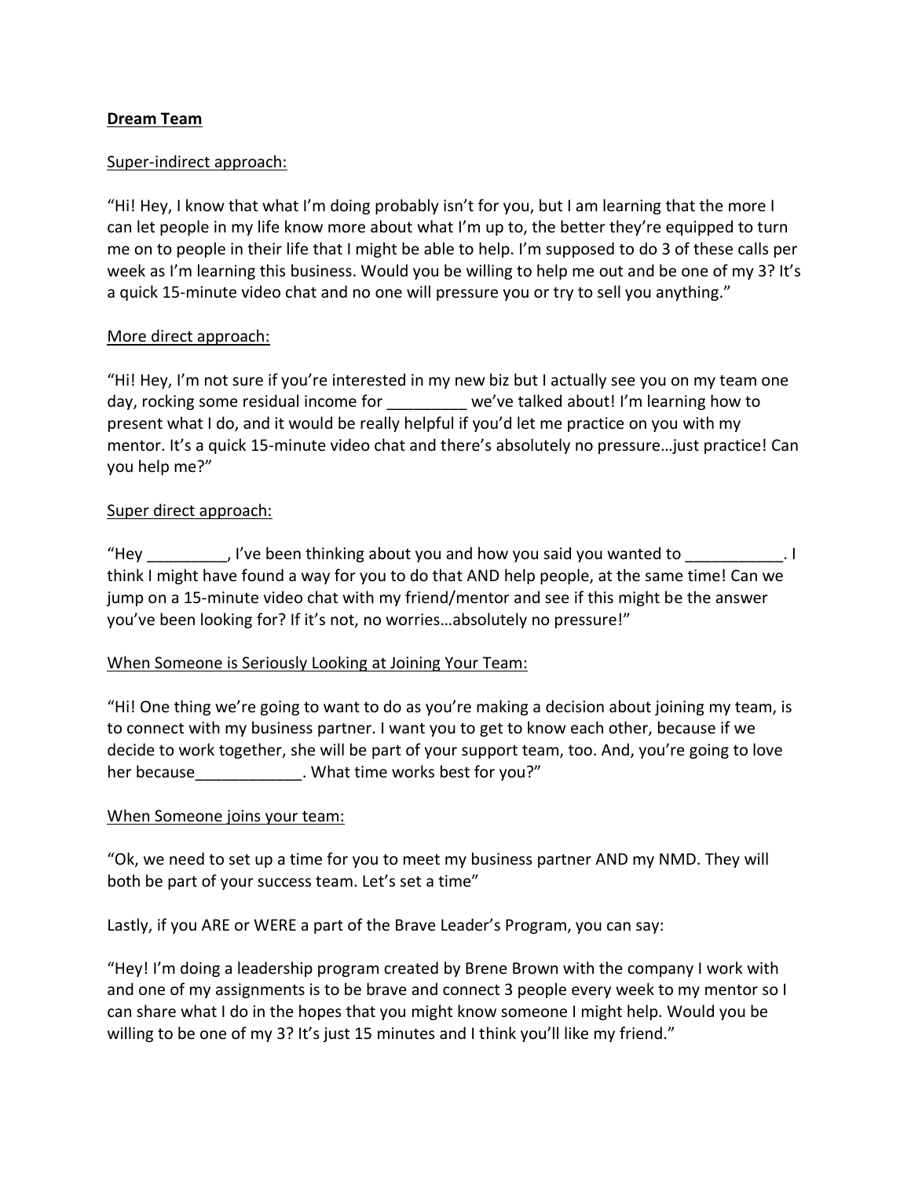**Dream Team**

Super-indirect approach:

"Hi! Hey, I know that what I'm doing probably isn't for you, but I am learning that the more I can let people in my life know more about what I'm up to, the better they're equipped to turn me on to people in their life that I might be able to help. I'm supposed to do 3 of these calls per week as I'm learning this business. Would you be willing to help me out and be one of my 3? It's a quick 15-minute video chat and no one will pressure you or try to sell you anything."

More direct approach:

"Hi! Hey, I'm not sure if you're interested in my new biz but I actually see you on my team one day, rocking some residual income for _________ we've talked about! I'm learning how to present what I do, and it would be really helpful if you'd let me practice on you with my mentor. It's a quick 15-minute video chat and there's absolutely no pressure…just practice! Can you help me?"

Super direct approach:

"Hey _________, I've been thinking about you and how you said you wanted to ___________. I think I might have found a way for you to do that AND help people, at the same time! Can we jump on a 15-minute video chat with my friend/mentor and see if this might be the answer you've been looking for? If it's not, no worries…absolutely no pressure!"

When Someone is Seriously Looking at Joining Your Team:

"Hi! One thing we're going to want to do as you're making a decision about joining my team, is to connect with my business partner. I want you to get to know each other, because if we decide to work together, she will be part of your support team, too. And, you're going to love her because____________. What time works best for you?"

When Someone joins your team:

"Ok, we need to set up a time for you to meet my business partner AND my NMD. They will both be part of your success team. Let's set a time"

Lastly, if you ARE or WERE a part of the Brave Leader's Program, you can say:

"Hey! I'm doing a leadership program created by Brene Brown with the company I work with and one of my assignments is to be brave and connect 3 people every week to my mentor so I can share what I do in the hopes that you might know someone I might help. Would you be willing to be one of my 3? It's just 15 minutes and I think you'll like my friend."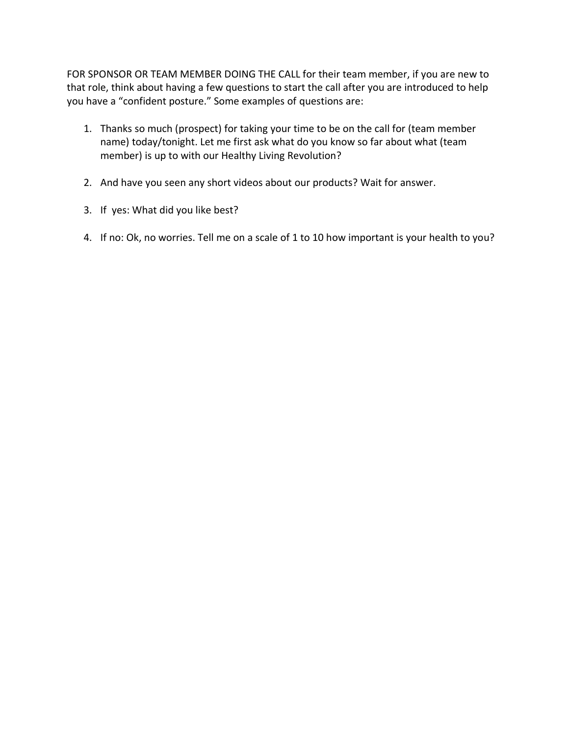FOR SPONSOR OR TEAM MEMBER DOING THE CALL for their team member, if you are new to that role, think about having a few questions to start the call after you are introduced to help you have a "confident posture." Some examples of questions are:

1. Thanks so much (prospect) for taking your time to be on the call for (team member name) today/tonight. Let me first ask what do you know so far about what (team member) is up to with our Healthy Living Revolution?
2. And have you seen any short videos about our products? Wait for answer.
3. If yes: What did you like best?
4. If no: Ok, no worries. Tell me on a scale of 1 to 10 how important is your health to you?